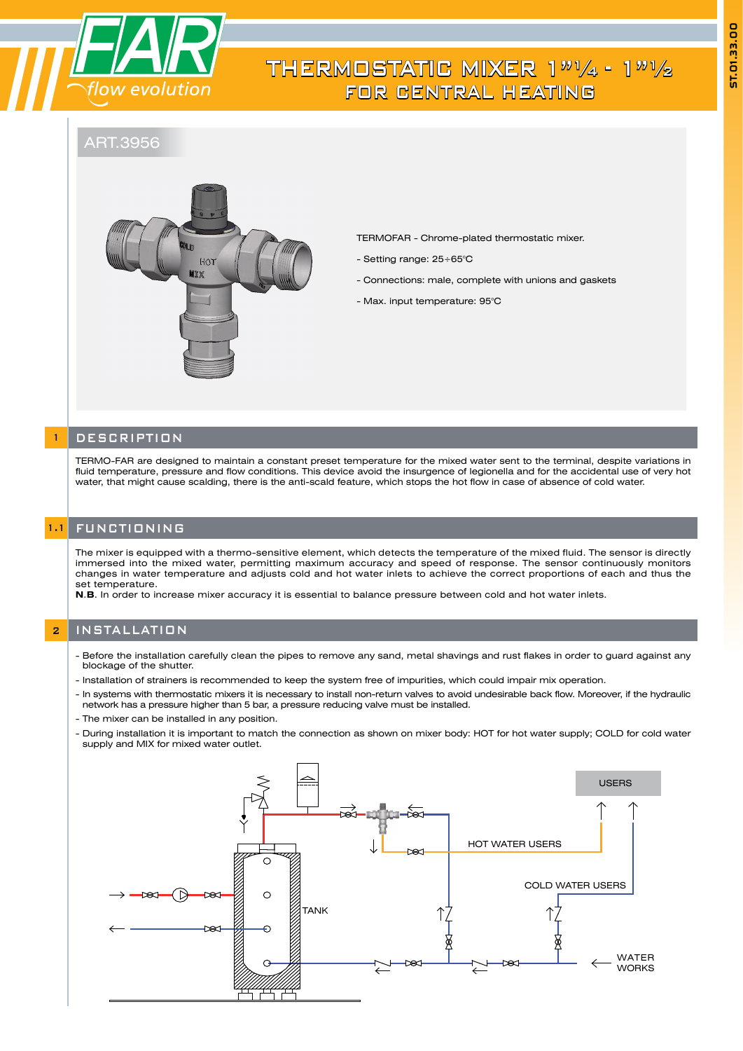# THERMOSTATIC MIXER 1"1/4 - 1"1/2 FOR CENTRAL HEATING

ART.3956

TERMOFAR - Chrome-plated thermostatic mixer.

- Setting range: 25÷65°C
- Connections: male, complete with unions and gaskets
- Max. input temperature: 95°C

## 1 DESCRIPTION

TERMO-FAR are designed to maintain a constant preset temperature for the mixed water sent to the terminal, despite variations in fluid temperature, pressure and flow conditions. This device avoid the insurgence of legionella and for the accidental use of very hot water, that might cause scalding, there is the anti-scald feature, which stops the hot flow in case of absence of cold water.

## 1.1 FUNCTIONING

The mixer is equipped with a thermo-sensitive element, which detects the temperature of the mixed fluid. The sensor is directly immersed into the mixed water, permitting maximum accuracy and speed of response. The sensor continuously monitors changes in water temperature and adjusts cold and hot water inlets to achieve the correct proportions of each and thus the set temperature.

**N**.**B**. In order to increase mixer accuracy it is essential to balance pressure between cold and hot water inlets.

## 2 INSTALLATION

- Before the installation carefully clean the pipes to remove any sand, metal shavings and rust flakes in order to guard against any blockage of the shutter.
- Installation of strainers is recommended to keep the system free of impurities, which could impair mix operation.
- In systems with thermostatic mixers it is necessary to install non-return valves to avoid undesirable back flow. Moreover, if the hydraulic network has a pressure higher than 5 bar, a pressure reducing valve must be installed.
- The mixer can be installed in any position.
- During installation it is important to match the connection as shown on mixer body: HOT for hot water supply; COLD for cold water supply and MIX for mixed water outlet.

USERS

HOT WATER USERS

COLD WATER USERS

TANK

WATER WORKS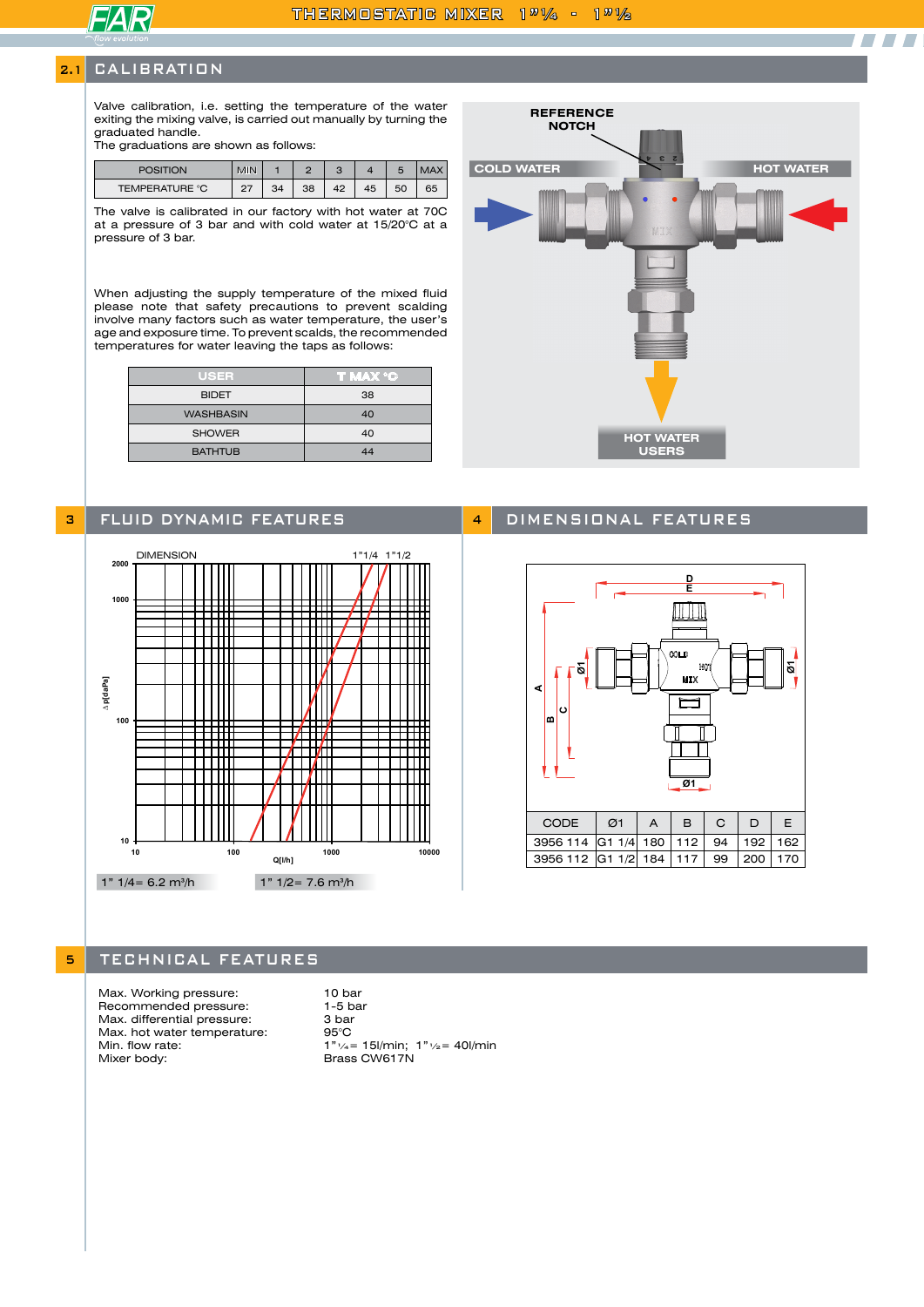## 2.1 CALIBRATION

Valve calibration, i.e. setting the temperature of the water exiting the mixing valve, is carried out manually by turning the graduated handle.
The graduations are shown as follows:

| POSITION | MIN | 1 | 2 | 3 | 4 | 5 | MAX |
|---|---|---|---|---|---|---|---|
| TEMPERATURE °C | 27 | 34 | 38 | 42 | 45 | 50 | 65 |

The valve is calibrated in our factory with hot water at 70C at a pressure of 3 bar and with cold water at 15/20°C at a pressure of 3 bar.

When adjusting the supply temperature of the mixed fluid please note that safety precautions to prevent scalding involve many factors such as water temperature, the user's age and exposure time. To prevent scalds, the recommended temperatures for water leaving the taps as follows:

| USER | T MAX °C |
|---|---|
| BIDET | 38 |
| WASHBASIN | 40 |
| SHOWER | 40 |
| BATHTUB | 44 |

REFERENCE NOTCH
COLD WATER
HOT WATER
MIX
HOT WATER USERS

## 3 FLUID DYNAMIC FEATURES

DIMENSION
1"1/4 1"1/2
2000
1000
100
10
Δ p[daPa]
10
100
1000
10000
Q[l/h]

1" 1/4= 6.2 m³/h
1" 1/2= 7.6 m³/h

## 4 DIMENSIONAL FEATURES

D
E
A
B
C
Ø1
COLD
HOT
MIX

| CODE | Ø1 | A | B | C | D | E |
|---|---|---|---|---|---|---|
| 3956 114 | G1 1/4 | 180 | 112 | 94 | 192 | 162 |
| 3956 112 | G1 1/2 | 184 | 117 | 99 | 200 | 170 |

## 5 TECHNICAL FEATURES

| | |
|---|---|
| Max. Working pressure: | 10 bar |
| Recommended pressure: | 1-5 bar |
| Max. differential pressure: | 3 bar |
| Max. hot water temperature: | 95°C |
| Min. flow rate: | 1"1/4= 15l/min; 1"1/2= 40l/min |
| Mixer body: | Brass CW617N |